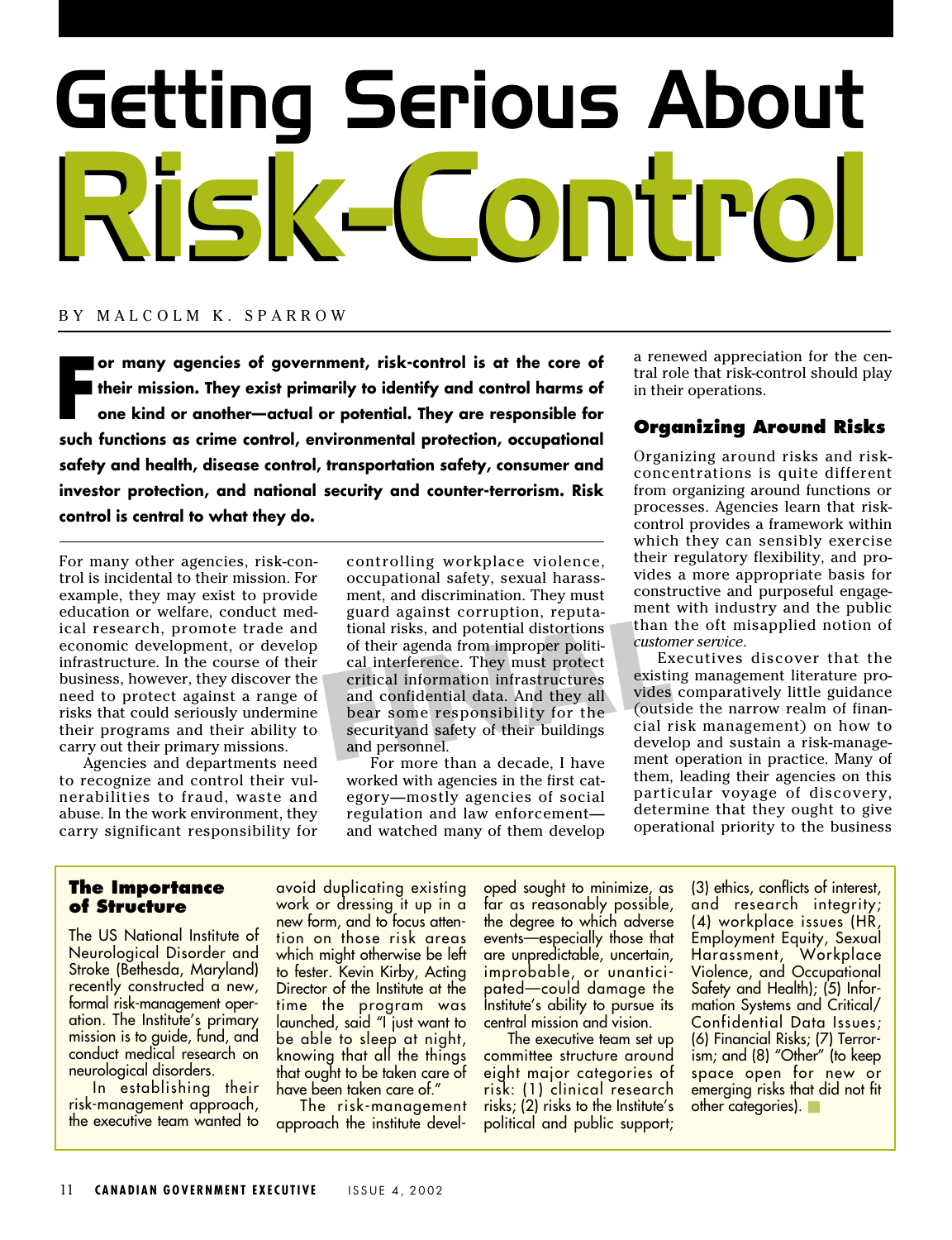# Getting Serious About Risk-Control

BY MALCOLM K. SPARROW

**For many agencies of government, risk-control is at the core of their mission. They exist primarily to identify and control harms of one kind or another—actual or potential. They are responsible for such functions as crime control, environmental protection, occupational safety and health, disease control, transportation safety, consumer and investor protection, and national security and counter-terrorism. Risk control is central to what they do.**

For many other agencies, risk-control is incidental to their mission. For example, they may exist to provide education or welfare, conduct medical research, promote trade and economic development, or develop infrastructure. In the course of their business, however, they discover the need to protect against a range of risks that could seriously undermine their programs and their ability to carry out their primary missions.

Agencies and departments need to recognize and control their vulnerabilities to fraud, waste and abuse. In the work environment, they carry significant responsibility for controlling workplace violence, occupational safety, sexual harassment, and discrimination. They must guard against corruption, reputational risks, and potential distortions of their agenda from improper political interference. They must protect critical information infrastructures and confidential data. And they all bear some responsibility for the securityand safety of their buildings and personnel.

For more than a decade, I have worked with agencies in the first category—mostly agencies of social regulation and law enforcement—and watched many of them develop a renewed appreciation for the central role that risk-control should play in their operations.

## Organizing Around Risks

Organizing around risks and risk-concentrations is quite different from organizing around functions or processes. Agencies learn that risk-control provides a framework within which they can sensibly exercise their regulatory flexibility, and provides a more appropriate basis for constructive and purposeful engagement with industry and the public than the oft misapplied notion of *customer service*.

Executives discover that the existing management literature provides comparatively little guidance (outside the narrow realm of financial risk management) on how to develop and sustain a risk-management operation in practice. Many of them, leading their agencies on this particular voyage of discovery, determine that they ought to give operational priority to the business

---

### The Importance of Structure

The US National Institute of Neurological Disorder and Stroke (Bethesda, Maryland) recently constructed a new, formal risk-management operation. The Institute's primary mission is to guide, fund, and conduct medical research on neurological disorders.

In establishing their risk-management approach, the executive team wanted to avoid duplicating existing work or dressing it up in a new form, and to focus attention on those risk areas which might otherwise be left to fester. Kevin Kirby, Acting Director of the Institute at the time the program was launched, said "I just want to be able to sleep at night, knowing that all the things that ought to be taken care of have been taken care of."

The risk-management approach the institute developed sought to minimize, as far as reasonably possible, the degree to which adverse events—especially those that are unpredictable, uncertain, improbable, or unanticipated—could damage the Institute's ability to pursue its central mission and vision.

The executive team set up committee structure around eight major categories of risk: (1) clinical research risks; (2) risks to the Institute's political and public support; (3) ethics, conflicts of interest, and research integrity; (4) workplace issues (HR, Employment Equity, Sexual Harassment, Workplace Violence, and Occupational Safety and Health); (5) Information Systems and Critical/Confidential Data Issues; (6) Financial Risks; (7) Terrorism; and (8) "Other" (to keep space open for new or emerging risks that did not fit other categories).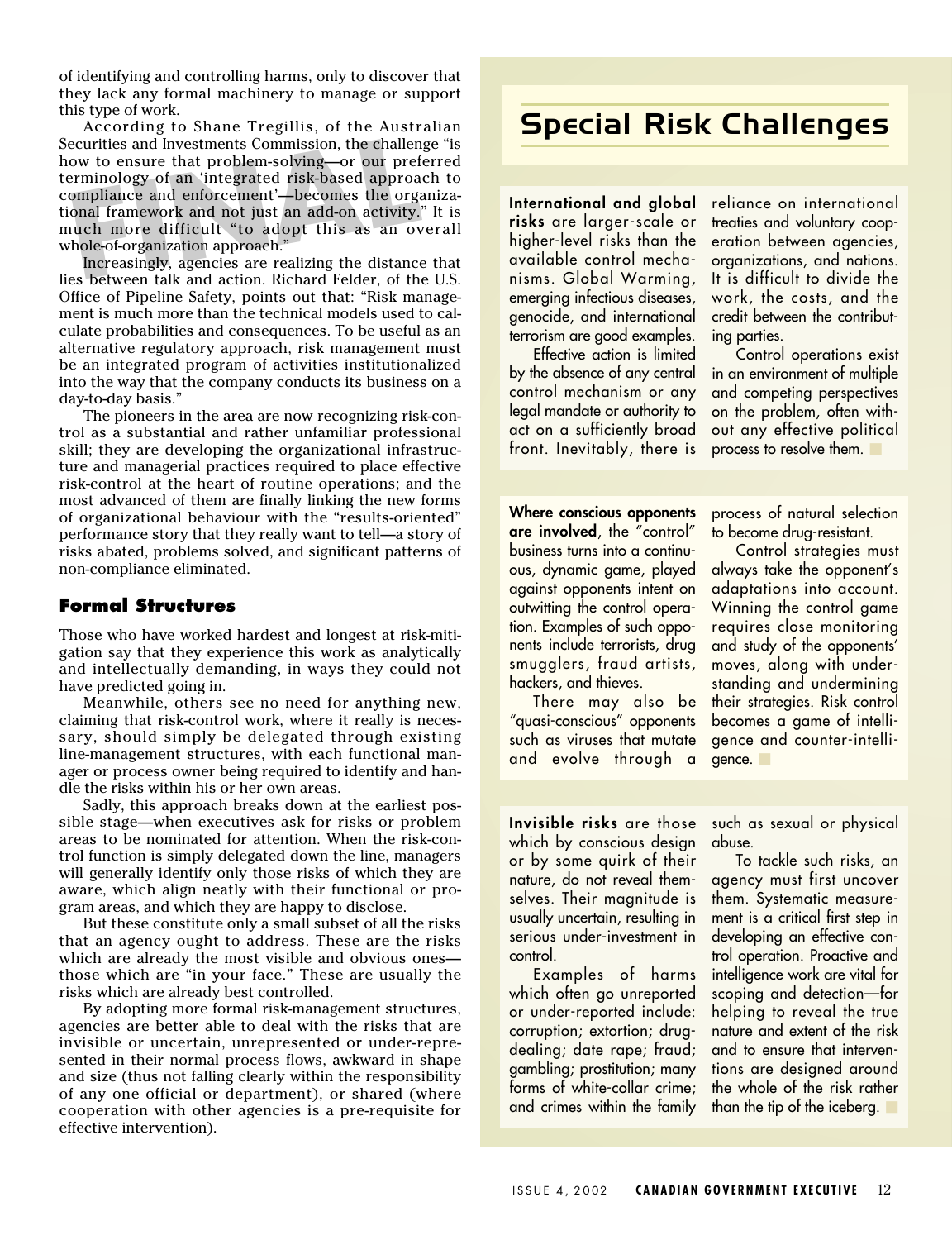of identifying and controlling harms, only to discover that they lack any formal machinery to manage or support this type of work.

According to Shane Tregillis, of the Australian Securities and Investments Commission, the challenge "is how to ensure that problem-solving—or our preferred terminology of an 'integrated risk-based approach to compliance and enforcement'—becomes the organizational framework and not just an add-on activity." It is much more difficult "to adopt this as an overall whole-of-organization approach."

Increasingly, agencies are realizing the distance that lies between talk and action. Richard Felder, of the U.S. Office of Pipeline Safety, points out that: "Risk management is much more than the technical models used to calculate probabilities and consequences. To be useful as an alternative regulatory approach, risk management must be an integrated program of activities institutionalized into the way that the company conducts its business on a day-to-day basis."

The pioneers in the area are now recognizing risk-control as a substantial and rather unfamiliar professional skill; they are developing the organizational infrastructure and managerial practices required to place effective risk-control at the heart of routine operations; and the most advanced of them are finally linking the new forms of organizational behaviour with the "results-oriented" performance story that they really want to tell—a story of risks abated, problems solved, and significant patterns of non-compliance eliminated.

### Formal Structures

Those who have worked hardest and longest at risk-mitigation say that they experience this work as analytically and intellectually demanding, in ways they could not have predicted going in.

Meanwhile, others see no need for anything new, claiming that risk-control work, where it really is necessary, should simply be delegated through existing line-management structures, with each functional manager or process owner being required to identify and handle the risks within his or her own areas.

Sadly, this approach breaks down at the earliest possible stage—when executives ask for risks or problem areas to be nominated for attention. When the risk-control function is simply delegated down the line, managers will generally identify only those risks of which they are aware, which align neatly with their functional or program areas, and which they are happy to disclose.

But these constitute only a small subset of all the risks that an agency ought to address. These are the risks which are already the most visible and obvious ones—those which are "in your face." These are usually the risks which are already best controlled.

By adopting more formal risk-management structures, agencies are better able to deal with the risks that are invisible or uncertain, unrepresented or under-represented in their normal process flows, awkward in shape and size (thus not falling clearly within the responsibility of any one official or department), or shared (where cooperation with other agencies is a pre-requisite for effective intervention).

## Special Risk Challenges

**International and global risks** are larger-scale or higher-level risks than the available control mechanisms. Global Warming, emerging infectious diseases, genocide, and international terrorism are good examples.

Effective action is limited by the absence of any central control mechanism or any legal mandate or authority to act on a sufficiently broad front. Inevitably, there is reliance on international treaties and voluntary cooperation between agencies, organizations, and nations. It is difficult to divide the work, the costs, and the credit between the contributing parties.

Control operations exist in an environment of multiple and competing perspectives on the problem, often without any effective political process to resolve them.

**Where conscious opponents are involved**, the "control" business turns into a continuous, dynamic game, played against opponents intent on outwitting the control operation. Examples of such opponents include terrorists, drug smugglers, fraud artists, hackers, and thieves.

There may also be "quasi-conscious" opponents such as viruses that mutate and evolve through a process of natural selection to become drug-resistant.

Control strategies must always take the opponent's adaptations into account. Winning the control game requires close monitoring and study of the opponents' moves, along with understanding and undermining their strategies. Risk control becomes a game of intelligence and counter-intelligence.

**Invisible risks** are those which by conscious design or by some quirk of their nature, do not reveal themselves. Their magnitude is usually uncertain, resulting in serious under-investment in control.

Examples of harms which often go unreported or under-reported include: corruption; extortion; drug-dealing; date rape; fraud; gambling; prostitution; many forms of white-collar crime; and crimes within the family such as sexual or physical abuse.

To tackle such risks, an agency must first uncover them. Systematic measurement is a critical first step in developing an effective control operation. Proactive and intelligence work are vital for scoping and detection—for helping to reveal the true nature and extent of the risk and to ensure that interventions are designed around the whole of the risk rather than the tip of the iceberg.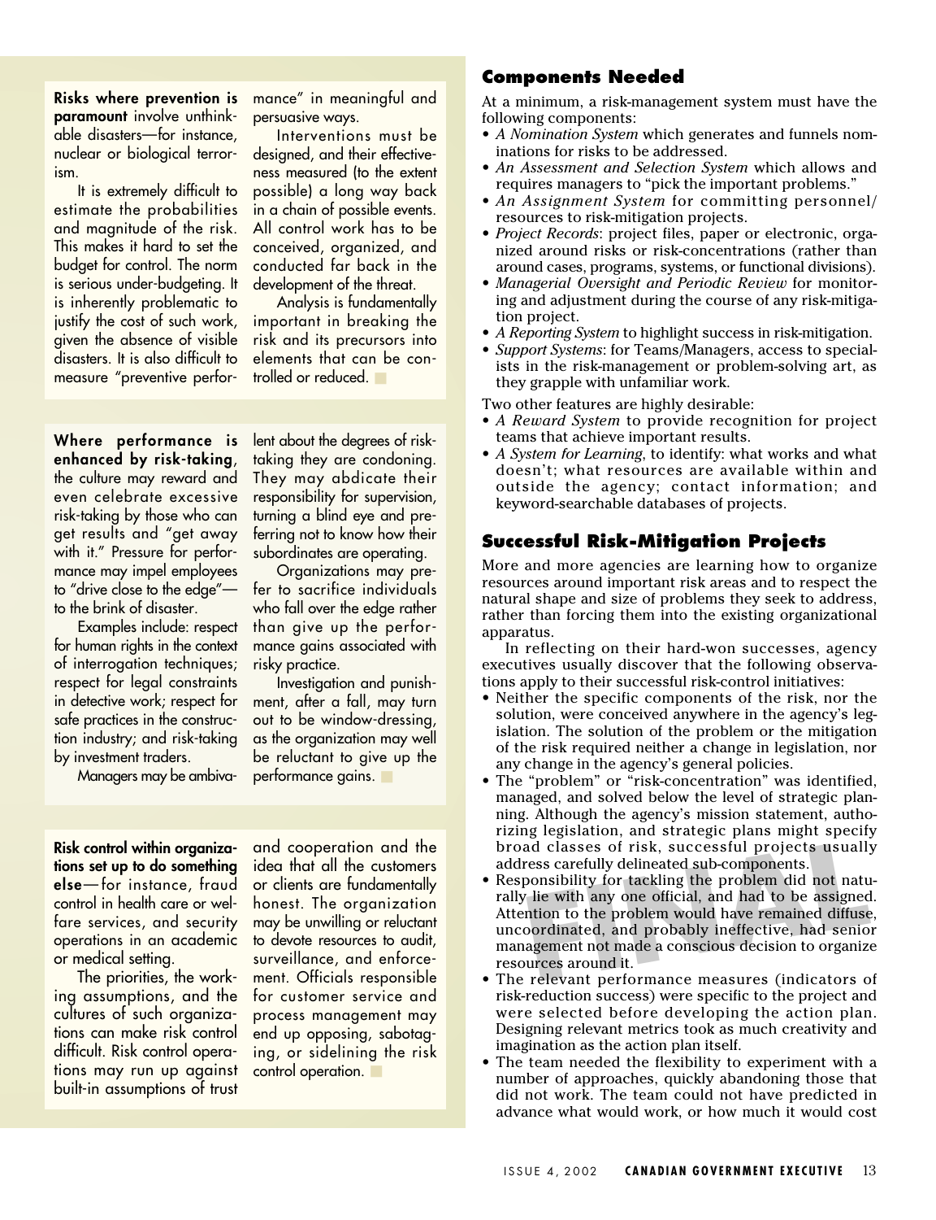**Risks where prevention is paramount** involve unthinkable disasters—for instance, nuclear or biological terrorism.

It is extremely difficult to estimate the probabilities and magnitude of the risk. This makes it hard to set the budget for control. The norm is serious under-budgeting. It is inherently problematic to justify the cost of such work, given the absence of visible disasters. It is also difficult to measure "preventive performance" in meaningful and persuasive ways.

Interventions must be designed, and their effectiveness measured (to the extent possible) a long way back in a chain of possible events. All control work has to be conceived, organized, and conducted far back in the development of the threat.

Analysis is fundamentally important in breaking the risk and its precursors into elements that can be controlled or reduced.

**Where performance is enhanced by risk-taking**, the culture may reward and even celebrate excessive risk-taking by those who can get results and "get away with it." Pressure for performance may impel employees to "drive close to the edge"—to the brink of disaster.

Examples include: respect for human rights in the context of interrogation techniques; respect for legal constraints in detective work; respect for safe practices in the construction industry; and risk-taking by investment traders.

Managers may be ambivalent about the degrees of risk-taking they are condoning. They may abdicate their responsibility for supervision, turning a blind eye and preferring not to know how their subordinates are operating.

Organizations may prefer to sacrifice individuals who fall over the edge rather than give up the performance gains associated with risky practice.

Investigation and punishment, after a fall, may turn out to be window-dressing, as the organization may well be reluctant to give up the performance gains.

**Risk control within organizations set up to do something else**—for instance, fraud control in health care or welfare services, and security operations in an academic or medical setting.

The priorities, the working assumptions, and the cultures of such organizations can make risk control difficult. Risk control operations may run up against built-in assumptions of trust and cooperation and the idea that all the customers or clients are fundamentally honest. The organization may be unwilling or reluctant to devote resources to audit, surveillance, and enforcement. Officials responsible for customer service and process management may end up opposing, sabotaging, or sidelining the risk control operation.

## Components Needed

At a minimum, a risk-management system must have the following components:

- *A Nomination System* which generates and funnels nominations for risks to be addressed.
- *An Assessment and Selection System* which allows and requires managers to "pick the important problems."
- *An Assignment System* for committing personnel/resources to risk-mitigation projects.
- *Project Records*: project files, paper or electronic, organized around risks or risk-concentrations (rather than around cases, programs, systems, or functional divisions).
- *Managerial Oversight and Periodic Review* for monitoring and adjustment during the course of any risk-mitigation project.
- *A Reporting System* to highlight success in risk-mitigation.
- *Support Systems*: for Teams/Managers, access to specialists in the risk-management or problem-solving art, as they grapple with unfamiliar work.

Two other features are highly desirable:

- *A Reward System* to provide recognition for project teams that achieve important results.
- *A System for Learning*, to identify: what works and what doesn't; what resources are available within and outside the agency; contact information; and keyword-searchable databases of projects.

## Successful Risk-Mitigation Projects

More and more agencies are learning how to organize resources around important risk areas and to respect the natural shape and size of problems they seek to address, rather than forcing them into the existing organizational apparatus.

In reflecting on their hard-won successes, agency executives usually discover that the following observations apply to their successful risk-control initiatives:

- Neither the specific components of the risk, nor the solution, were conceived anywhere in the agency's legislation. The solution of the problem or the mitigation of the risk required neither a change in legislation, nor any change in the agency's general policies.
- The "problem" or "risk-concentration" was identified, managed, and solved below the level of strategic planning. Although the agency's mission statement, authorizing legislation, and strategic plans might specify broad classes of risk, successful projects usually address carefully delineated sub-components.
- Responsibility for tackling the problem did not naturally lie with any one official, and had to be assigned. Attention to the problem would have remained diffuse, uncoordinated, and probably ineffective, had senior management not made a conscious decision to organize resources around it.
- The relevant performance measures (indicators of risk-reduction success) were specific to the project and were selected before developing the action plan. Designing relevant metrics took as much creativity and imagination as the action plan itself.
- The team needed the flexibility to experiment with a number of approaches, quickly abandoning those that did not work. The team could not have predicted in advance what would work, or how much it would cost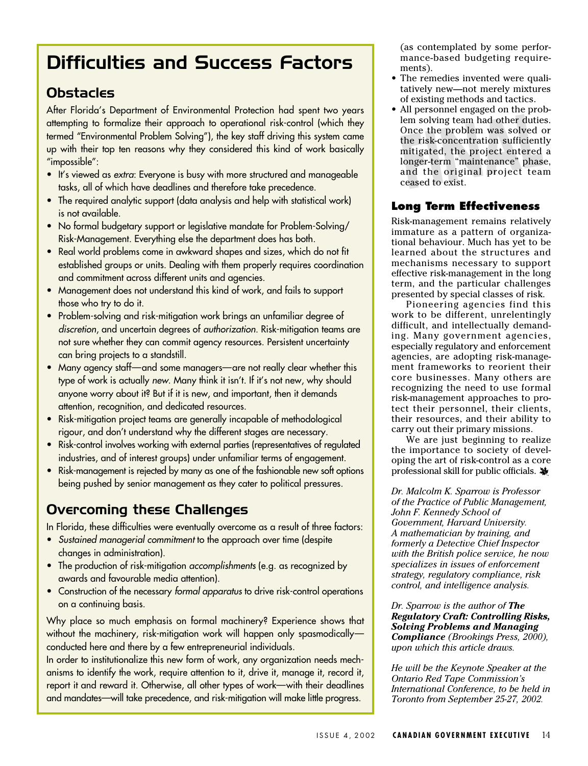## Difficulties and Success Factors

### Obstacles

After Florida's Department of Environmental Protection had spent two years attempting to formalize their approach to operational risk-control (which they termed "Environmental Problem Solving"), the key staff driving this system came up with their top ten reasons why they considered this kind of work basically "impossible":

- It's viewed as *extra*: Everyone is busy with more structured and manageable tasks, all of which have deadlines and therefore take precedence.
- The required analytic support (data analysis and help with statistical work) is not available.
- No formal budgetary support or legislative mandate for Problem-Solving/Risk-Management. Everything else the department does has both.
- Real world problems come in awkward shapes and sizes, which do not fit established groups or units. Dealing with them properly requires coordination and commitment across different units and agencies.
- Management does not understand this kind of work, and fails to support those who try to do it.
- Problem-solving and risk-mitigation work brings an unfamiliar degree of *discretion*, and uncertain degrees of *authorization*. Risk-mitigation teams are not sure whether they can commit agency resources. Persistent uncertainty can bring projects to a standstill.
- Many agency staff—and some managers—are not really clear whether this type of work is actually *new*. Many think it isn't. If it's not new, why should anyone worry about it? But if it is new, and important, then it demands attention, recognition, and dedicated resources.
- Risk-mitigation project teams are generally incapable of methodological rigour, and don't understand why the different stages are necessary.
- Risk-control involves working with external parties (representatives of regulated industries, and of interest groups) under unfamiliar terms of engagement.
- Risk-management is rejected by many as one of the fashionable new soft options being pushed by senior management as they cater to political pressures.

### Overcoming these Challenges

In Florida, these difficulties were eventually overcome as a result of three factors:

- *Sustained managerial commitment* to the approach over time (despite changes in administration).
- The production of risk-mitigation *accomplishments* (e.g. as recognized by awards and favourable media attention).
- Construction of the necessary *formal apparatus* to drive risk-control operations on a continuing basis.

Why place so much emphasis on formal machinery? Experience shows that without the machinery, risk-mitigation work will happen only spasmodically—conducted here and there by a few entrepreneurial individuals.

In order to institutionalize this new form of work, any organization needs mechanisms to identify the work, require attention to it, drive it, manage it, record it, report it and reward it. Otherwise, all other types of work—with their deadlines and mandates—will take precedence, and risk-mitigation will make little progress.

(as contemplated by some performance-based budgeting requirements).

- The remedies invented were qualitatively new—not merely mixtures of existing methods and tactics.
- All personnel engaged on the problem solving team had other duties. Once the problem was solved or the risk-concentration sufficiently mitigated, the project entered a longer-term "maintenance" phase, and the original project team ceased to exist.

### Long Term Effectiveness

Risk-management remains relatively immature as a pattern of organizational behaviour. Much has yet to be learned about the structures and mechanisms necessary to support effective risk-management in the long term, and the particular challenges presented by special classes of risk.

Pioneering agencies find this work to be different, unrelentingly difficult, and intellectually demanding. Many government agencies, especially regulatory and enforcement agencies, are adopting risk-management frameworks to reorient their core businesses. Many others are recognizing the need to use formal risk-management approaches to protect their personnel, their clients, their resources, and their ability to carry out their primary missions.

We are just beginning to realize the importance to society of developing the art of risk-control as a core professional skill for public officials.

*Dr. Malcolm K. Sparrow is Professor of the Practice of Public Management, John F. Kennedy School of Government, Harvard University. A mathematician by training, and formerly a Detective Chief Inspector with the British police service, he now specializes in issues of enforcement strategy, regulatory compliance, risk control, and intelligence analysis.*

*Dr. Sparrow is the author of* ***The Regulatory Craft: Controlling Risks, Solving Problems and Managing Compliance*** *(Brookings Press, 2000), upon which this article draws.*

*He will be the Keynote Speaker at the Ontario Red Tape Commission's International Conference, to be held in Toronto from September 25-27, 2002.*